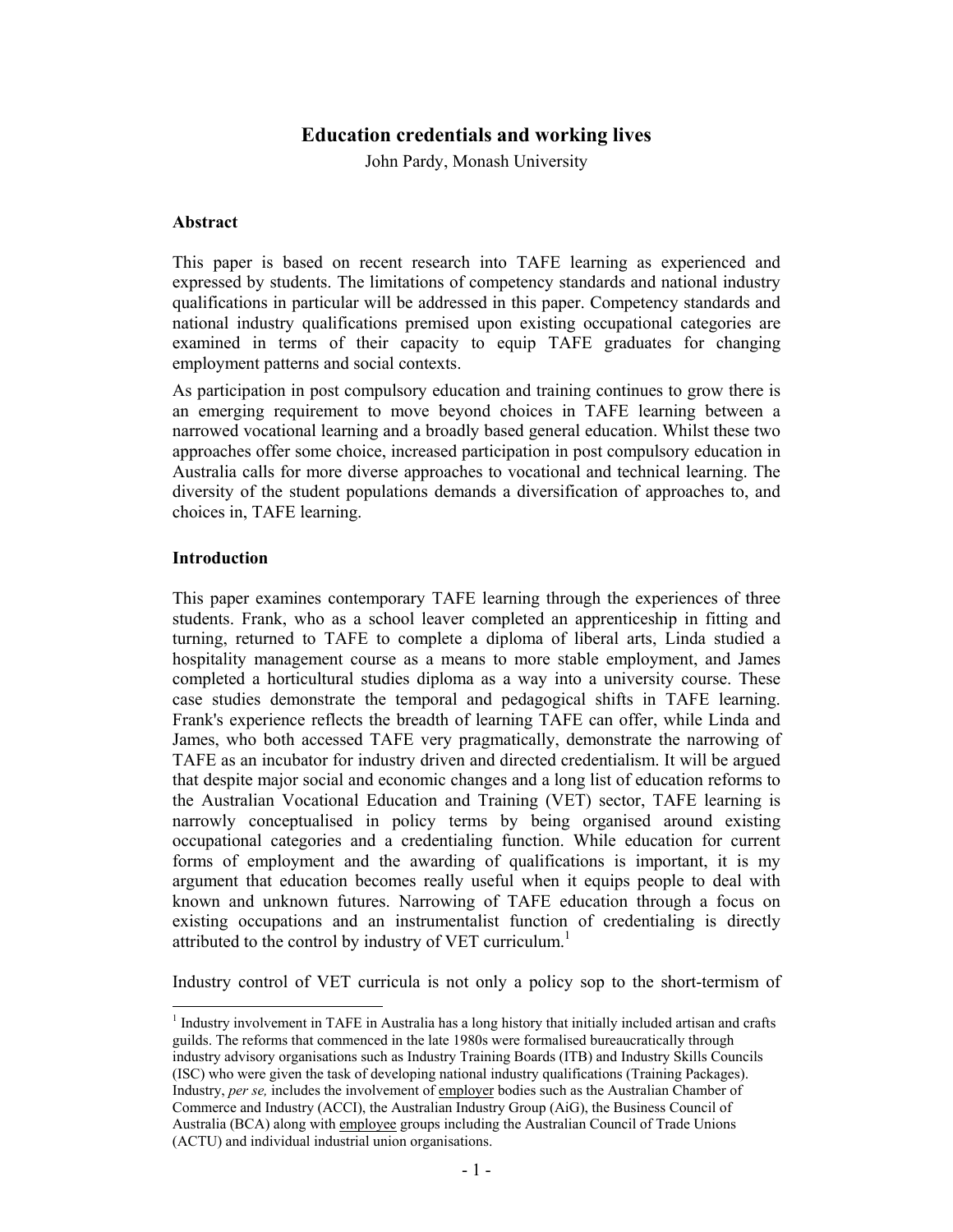# Education credentials and working lives

John Pardy, Monash University

## Abstract

This paper is based on recent research into TAFE learning as experienced and expressed by students. The limitations of competency standards and national industry qualifications in particular will be addressed in this paper. Competency standards and national industry qualifications premised upon existing occupational categories are examined in terms of their capacity to equip TAFE graduates for changing employment patterns and social contexts.

As participation in post compulsory education and training continues to grow there is an emerging requirement to move beyond choices in TAFE learning between a narrowed vocational learning and a broadly based general education. Whilst these two approaches offer some choice, increased participation in post compulsory education in Australia calls for more diverse approaches to vocational and technical learning. The diversity of the student populations demands a diversification of approaches to, and choices in, TAFE learning.

## Introduction

This paper examines contemporary TAFE learning through the experiences of three students. Frank, who as a school leaver completed an apprenticeship in fitting and turning, returned to TAFE to complete a diploma of liberal arts, Linda studied a hospitality management course as a means to more stable employment, and James completed a horticultural studies diploma as a way into a university course. These case studies demonstrate the temporal and pedagogical shifts in TAFE learning. Frank's experience reflects the breadth of learning TAFE can offer, while Linda and James, who both accessed TAFE very pragmatically, demonstrate the narrowing of TAFE as an incubator for industry driven and directed credentialism. It will be argued that despite major social and economic changes and a long list of education reforms to the Australian Vocational Education and Training (VET) sector, TAFE learning is narrowly conceptualised in policy terms by being organised around existing occupational categories and a credentialing function. While education for current forms of employment and the awarding of qualifications is important, it is my argument that education becomes really useful when it equips people to deal with known and unknown futures. Narrowing of TAFE education through a focus on existing occupations and an instrumentalist function of credentialing is directly attributed to the control by industry of VET curriculum.[1]

Industry control of VET curricula is not only a policy sop to the short-termism of

---

[1] Industry involvement in TAFE in Australia has a long history that initially included artisan and crafts guilds. The reforms that commenced in the late 1980s were formalised bureaucratically through industry advisory organisations such as Industry Training Boards (ITB) and Industry Skills Councils (ISC) who were given the task of developing national industry qualifications (Training Packages). Industry, *per se,* includes the involvement of employer bodies such as the Australian Chamber of Commerce and Industry (ACCI), the Australian Industry Group (AiG), the Business Council of Australia (BCA) along with employee groups including the Australian Council of Trade Unions (ACTU) and individual industrial union organisations.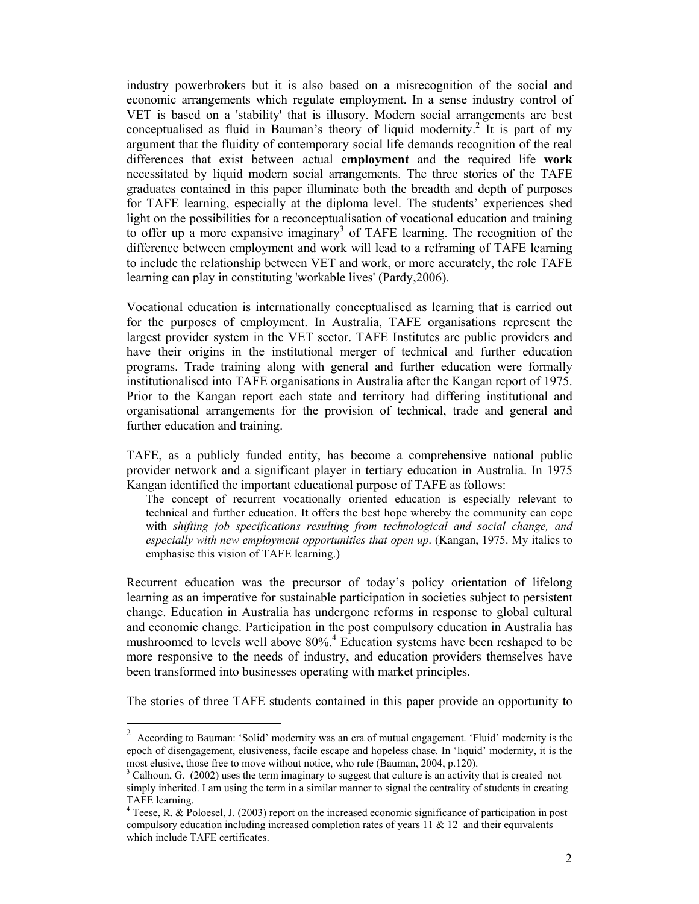industry powerbrokers but it is also based on a misrecognition of the social and economic arrangements which regulate employment. In a sense industry control of VET is based on a 'stability' that is illusory. Modern social arrangements are best conceptualised as fluid in Bauman's theory of liquid modernity.[2] It is part of my argument that the fluidity of contemporary social life demands recognition of the real differences that exist between actual **employment** and the required life **work** necessitated by liquid modern social arrangements. The three stories of the TAFE graduates contained in this paper illuminate both the breadth and depth of purposes for TAFE learning, especially at the diploma level. The students' experiences shed light on the possibilities for a reconceptualisation of vocational education and training to offer up a more expansive imaginary[3] of TAFE learning. The recognition of the difference between employment and work will lead to a reframing of TAFE learning to include the relationship between VET and work, or more accurately, the role TAFE learning can play in constituting 'workable lives' (Pardy,2006).

Vocational education is internationally conceptualised as learning that is carried out for the purposes of employment. In Australia, TAFE organisations represent the largest provider system in the VET sector. TAFE Institutes are public providers and have their origins in the institutional merger of technical and further education programs. Trade training along with general and further education were formally institutionalised into TAFE organisations in Australia after the Kangan report of 1975. Prior to the Kangan report each state and territory had differing institutional and organisational arrangements for the provision of technical, trade and general and further education and training.

TAFE, as a publicly funded entity, has become a comprehensive national public provider network and a significant player in tertiary education in Australia. In 1975 Kangan identified the important educational purpose of TAFE as follows:

> The concept of recurrent vocationally oriented education is especially relevant to technical and further education. It offers the best hope whereby the community can cope with *shifting job specifications resulting from technological and social change, and especially with new employment opportunities that open up*. (Kangan, 1975. My italics to emphasise this vision of TAFE learning.)

Recurrent education was the precursor of today's policy orientation of lifelong learning as an imperative for sustainable participation in societies subject to persistent change. Education in Australia has undergone reforms in response to global cultural and economic change. Participation in the post compulsory education in Australia has mushroomed to levels well above 80%.[4] Education systems have been reshaped to be more responsive to the needs of industry, and education providers themselves have been transformed into businesses operating with market principles.

The stories of three TAFE students contained in this paper provide an opportunity to

---

[2] According to Bauman: 'Solid' modernity was an era of mutual engagement. 'Fluid' modernity is the epoch of disengagement, elusiveness, facile escape and hopeless chase. In 'liquid' modernity, it is the most elusive, those free to move without notice, who rule (Bauman, 2004, p.120).

[3] Calhoun, G. (2002) uses the term imaginary to suggest that culture is an activity that is created not simply inherited. I am using the term in a similar manner to signal the centrality of students in creating TAFE learning.

[4] Teese, R. & Poloesel, J. (2003) report on the increased economic significance of participation in post compulsory education including increased completion rates of years 11 & 12 and their equivalents which include TAFE certificates.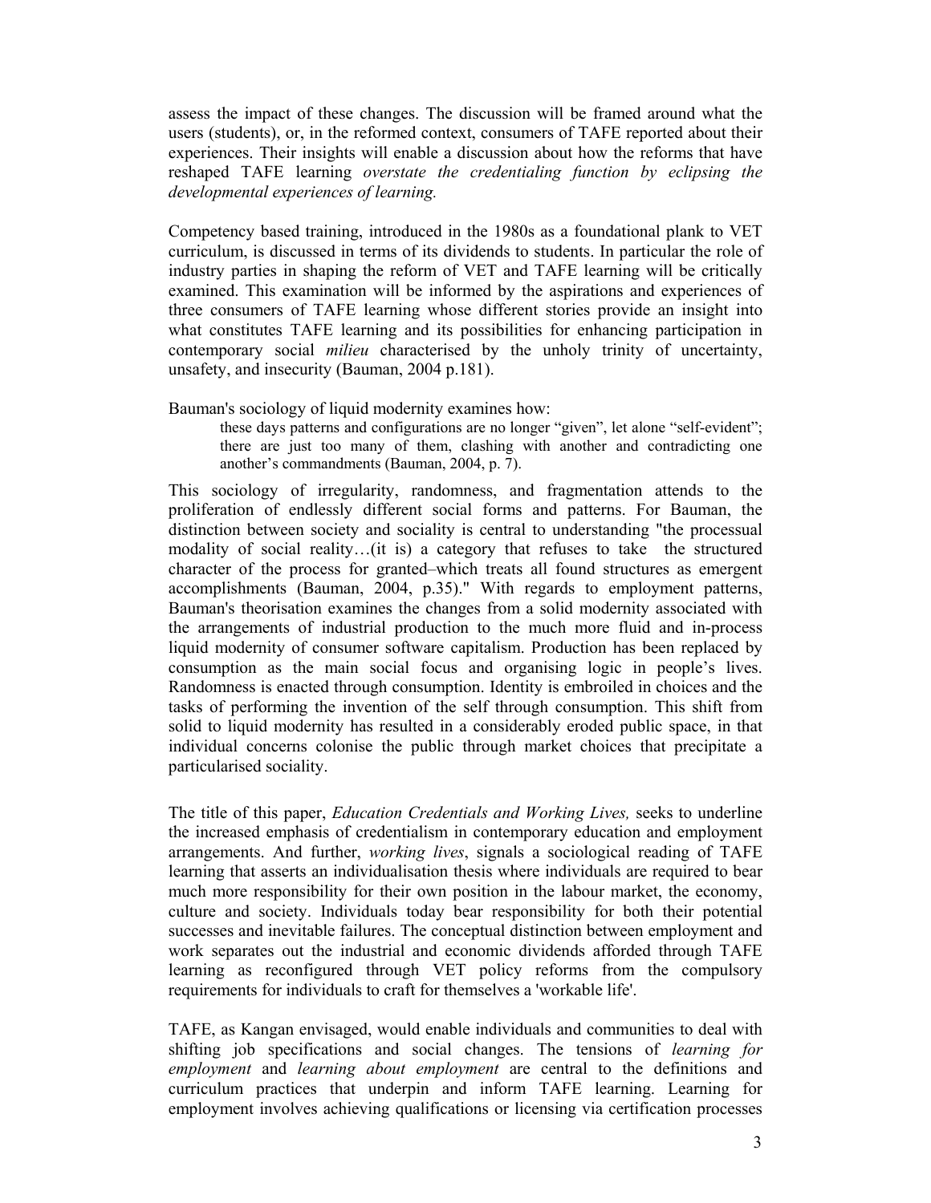assess the impact of these changes. The discussion will be framed around what the users (students), or, in the reformed context, consumers of TAFE reported about their experiences. Their insights will enable a discussion about how the reforms that have reshaped TAFE learning *overstate the credentialing function by eclipsing the developmental experiences of learning.*

Competency based training, introduced in the 1980s as a foundational plank to VET curriculum, is discussed in terms of its dividends to students. In particular the role of industry parties in shaping the reform of VET and TAFE learning will be critically examined. This examination will be informed by the aspirations and experiences of three consumers of TAFE learning whose different stories provide an insight into what constitutes TAFE learning and its possibilities for enhancing participation in contemporary social *milieu* characterised by the unholy trinity of uncertainty, unsafety, and insecurity (Bauman, 2004 p.181).

Bauman's sociology of liquid modernity examines how:

> these days patterns and configurations are no longer "given", let alone "self-evident"; there are just too many of them, clashing with another and contradicting one another's commandments (Bauman, 2004, p. 7).

This sociology of irregularity, randomness, and fragmentation attends to the proliferation of endlessly different social forms and patterns. For Bauman, the distinction between society and sociality is central to understanding "the processual modality of social reality…(it is) a category that refuses to take the structured character of the process for granted–which treats all found structures as emergent accomplishments (Bauman, 2004, p.35)." With regards to employment patterns, Bauman's theorisation examines the changes from a solid modernity associated with the arrangements of industrial production to the much more fluid and in-process liquid modernity of consumer software capitalism. Production has been replaced by consumption as the main social focus and organising logic in people's lives. Randomness is enacted through consumption. Identity is embroiled in choices and the tasks of performing the invention of the self through consumption. This shift from solid to liquid modernity has resulted in a considerably eroded public space, in that individual concerns colonise the public through market choices that precipitate a particularised sociality.

The title of this paper, *Education Credentials and Working Lives,* seeks to underline the increased emphasis of credentialism in contemporary education and employment arrangements. And further, *working lives*, signals a sociological reading of TAFE learning that asserts an individualisation thesis where individuals are required to bear much more responsibility for their own position in the labour market, the economy, culture and society. Individuals today bear responsibility for both their potential successes and inevitable failures. The conceptual distinction between employment and work separates out the industrial and economic dividends afforded through TAFE learning as reconfigured through VET policy reforms from the compulsory requirements for individuals to craft for themselves a 'workable life'.

TAFE, as Kangan envisaged, would enable individuals and communities to deal with shifting job specifications and social changes. The tensions of *learning for employment* and *learning about employment* are central to the definitions and curriculum practices that underpin and inform TAFE learning. Learning for employment involves achieving qualifications or licensing via certification processes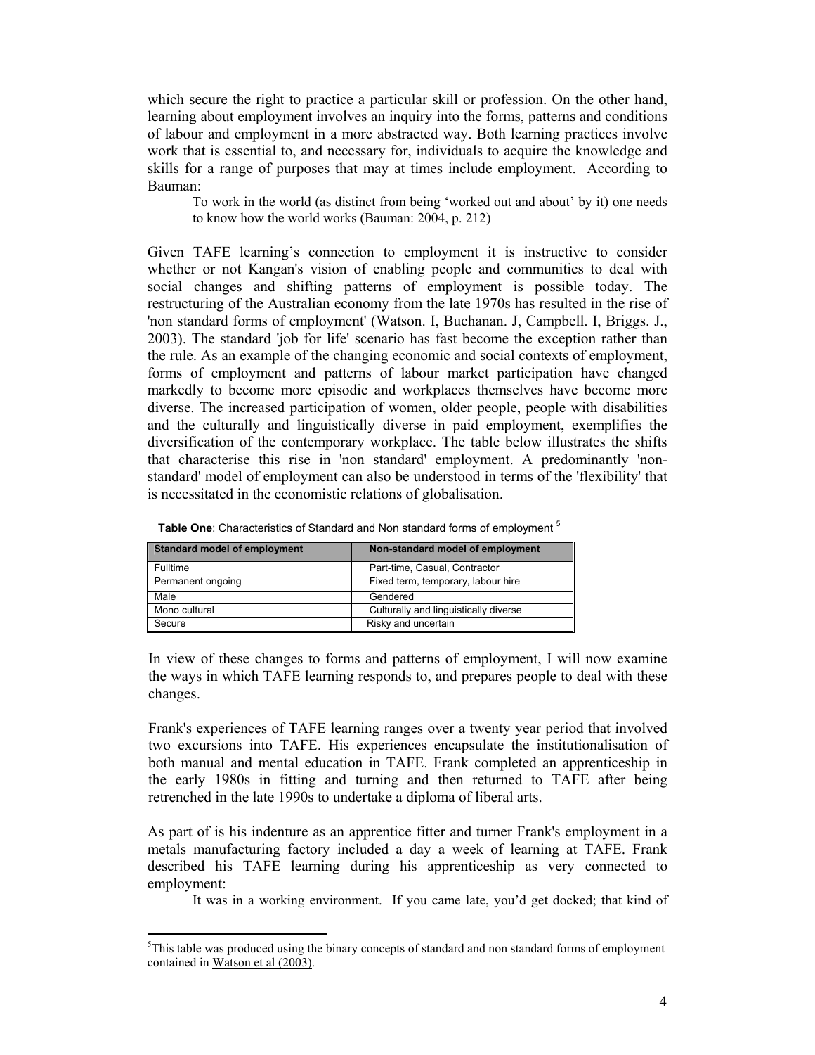which secure the right to practice a particular skill or profession. On the other hand, learning about employment involves an inquiry into the forms, patterns and conditions of labour and employment in a more abstracted way. Both learning practices involve work that is essential to, and necessary for, individuals to acquire the knowledge and skills for a range of purposes that may at times include employment. According to Bauman:

> To work in the world (as distinct from being 'worked out and about' by it) one needs to know how the world works (Bauman: 2004, p. 212)

Given TAFE learning's connection to employment it is instructive to consider whether or not Kangan's vision of enabling people and communities to deal with social changes and shifting patterns of employment is possible today. The restructuring of the Australian economy from the late 1970s has resulted in the rise of 'non standard forms of employment' (Watson. I, Buchanan. J, Campbell. I, Briggs. J., 2003). The standard 'job for life' scenario has fast become the exception rather than the rule. As an example of the changing economic and social contexts of employment, forms of employment and patterns of labour market participation have changed markedly to become more episodic and workplaces themselves have become more diverse. The increased participation of women, older people, people with disabilities and the culturally and linguistically diverse in paid employment, exemplifies the diversification of the contemporary workplace. The table below illustrates the shifts that characterise this rise in 'non standard' employment. A predominantly 'non-standard' model of employment can also be understood in terms of the 'flexibility' that is necessitated in the economistic relations of globalisation.

**Table One**: Characteristics of Standard and Non standard forms of employment [5]

| Standard model of employment | Non-standard model of employment |
|---|---|
| Fulltime | Part-time, Casual, Contractor |
| Permanent ongoing | Fixed term, temporary, labour hire |
| Male | Gendered |
| Mono cultural | Culturally and linguistically diverse |
| Secure | Risky and uncertain |

In view of these changes to forms and patterns of employment, I will now examine the ways in which TAFE learning responds to, and prepares people to deal with these changes.

Frank's experiences of TAFE learning ranges over a twenty year period that involved two excursions into TAFE. His experiences encapsulate the institutionalisation of both manual and mental education in TAFE. Frank completed an apprenticeship in the early 1980s in fitting and turning and then returned to TAFE after being retrenched in the late 1990s to undertake a diploma of liberal arts.

As part of is his indenture as an apprentice fitter and turner Frank's employment in a metals manufacturing factory included a day a week of learning at TAFE. Frank described his TAFE learning during his apprenticeship as very connected to employment:

> It was in a working environment. If you came late, you'd get docked; that kind of

---

[5] This table was produced using the binary concepts of standard and non standard forms of employment contained in Watson et al (2003).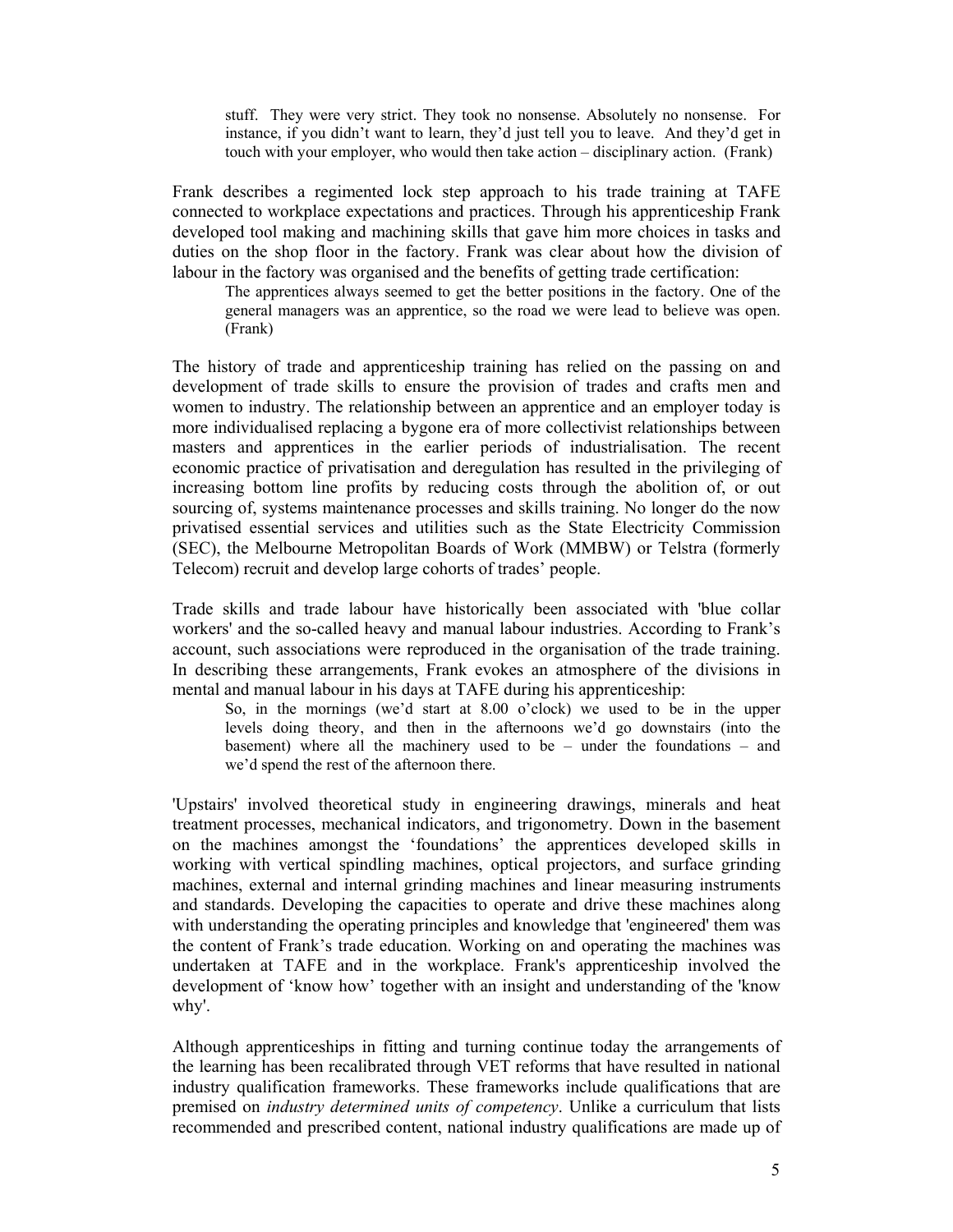> stuff. They were very strict. They took no nonsense. Absolutely no nonsense. For instance, if you didn't want to learn, they'd just tell you to leave. And they'd get in touch with your employer, who would then take action – disciplinary action. (Frank)

Frank describes a regimented lock step approach to his trade training at TAFE connected to workplace expectations and practices. Through his apprenticeship Frank developed tool making and machining skills that gave him more choices in tasks and duties on the shop floor in the factory. Frank was clear about how the division of labour in the factory was organised and the benefits of getting trade certification:

> The apprentices always seemed to get the better positions in the factory. One of the general managers was an apprentice, so the road we were lead to believe was open. (Frank)

The history of trade and apprenticeship training has relied on the passing on and development of trade skills to ensure the provision of trades and crafts men and women to industry. The relationship between an apprentice and an employer today is more individualised replacing a bygone era of more collectivist relationships between masters and apprentices in the earlier periods of industrialisation. The recent economic practice of privatisation and deregulation has resulted in the privileging of increasing bottom line profits by reducing costs through the abolition of, or out sourcing of, systems maintenance processes and skills training. No longer do the now privatised essential services and utilities such as the State Electricity Commission (SEC), the Melbourne Metropolitan Boards of Work (MMBW) or Telstra (formerly Telecom) recruit and develop large cohorts of trades' people.

Trade skills and trade labour have historically been associated with 'blue collar workers' and the so-called heavy and manual labour industries. According to Frank's account, such associations were reproduced in the organisation of the trade training. In describing these arrangements, Frank evokes an atmosphere of the divisions in mental and manual labour in his days at TAFE during his apprenticeship:

> So, in the mornings (we'd start at 8.00 o'clock) we used to be in the upper levels doing theory, and then in the afternoons we'd go downstairs (into the basement) where all the machinery used to be – under the foundations – and we'd spend the rest of the afternoon there.

'Upstairs' involved theoretical study in engineering drawings, minerals and heat treatment processes, mechanical indicators, and trigonometry. Down in the basement on the machines amongst the 'foundations' the apprentices developed skills in working with vertical spindling machines, optical projectors, and surface grinding machines, external and internal grinding machines and linear measuring instruments and standards. Developing the capacities to operate and drive these machines along with understanding the operating principles and knowledge that 'engineered' them was the content of Frank's trade education. Working on and operating the machines was undertaken at TAFE and in the workplace. Frank's apprenticeship involved the development of 'know how' together with an insight and understanding of the 'know why'.

Although apprenticeships in fitting and turning continue today the arrangements of the learning has been recalibrated through VET reforms that have resulted in national industry qualification frameworks. These frameworks include qualifications that are premised on *industry determined units of competency*. Unlike a curriculum that lists recommended and prescribed content, national industry qualifications are made up of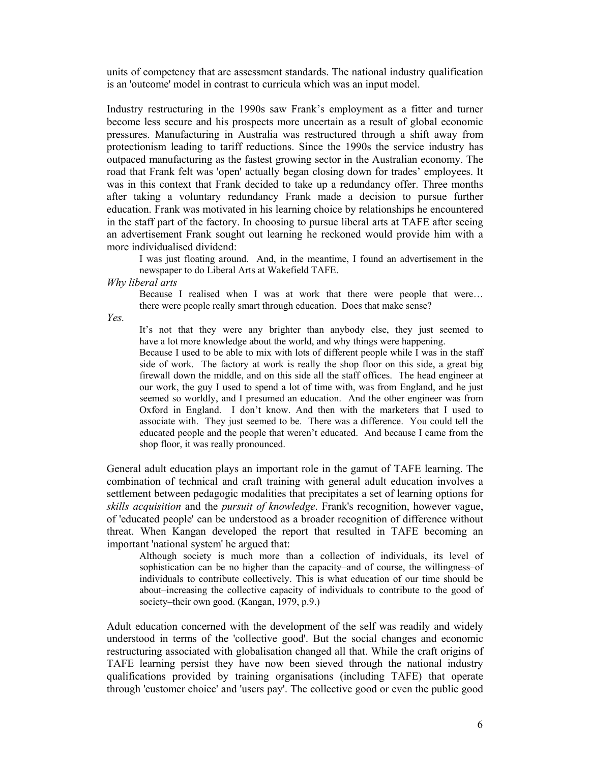units of competency that are assessment standards. The national industry qualification is an 'outcome' model in contrast to curricula which was an input model.

Industry restructuring in the 1990s saw Frank's employment as a fitter and turner become less secure and his prospects more uncertain as a result of global economic pressures. Manufacturing in Australia was restructured through a shift away from protectionism leading to tariff reductions. Since the 1990s the service industry has outpaced manufacturing as the fastest growing sector in the Australian economy. The road that Frank felt was 'open' actually began closing down for trades' employees. It was in this context that Frank decided to take up a redundancy offer. Three months after taking a voluntary redundancy Frank made a decision to pursue further education. Frank was motivated in his learning choice by relationships he encountered in the staff part of the factory. In choosing to pursue liberal arts at TAFE after seeing an advertisement Frank sought out learning he reckoned would provide him with a more individualised dividend:

> I was just floating around. And, in the meantime, I found an advertisement in the newspaper to do Liberal Arts at Wakefield TAFE.

*Why liberal arts*

> Because I realised when I was at work that there were people that were… there were people really smart through education. Does that make sense?

*Yes.*

> It's not that they were any brighter than anybody else, they just seemed to have a lot more knowledge about the world, and why things were happening.
>
> Because I used to be able to mix with lots of different people while I was in the staff side of work. The factory at work is really the shop floor on this side, a great big firewall down the middle, and on this side all the staff offices. The head engineer at our work, the guy I used to spend a lot of time with, was from England, and he just seemed so worldly, and I presumed an education. And the other engineer was from Oxford in England. I don't know. And then with the marketers that I used to associate with. They just seemed to be. There was a difference. You could tell the educated people and the people that weren't educated. And because I came from the shop floor, it was really pronounced.

General adult education plays an important role in the gamut of TAFE learning. The combination of technical and craft training with general adult education involves a settlement between pedagogic modalities that precipitates a set of learning options for *skills acquisition* and the *pursuit of knowledge*. Frank's recognition, however vague, of 'educated people' can be understood as a broader recognition of difference without threat. When Kangan developed the report that resulted in TAFE becoming an important 'national system' he argued that:

> Although society is much more than a collection of individuals, its level of sophistication can be no higher than the capacity–and of course, the willingness–of individuals to contribute collectively. This is what education of our time should be about–increasing the collective capacity of individuals to contribute to the good of society–their own good. (Kangan, 1979, p.9.)

Adult education concerned with the development of the self was readily and widely understood in terms of the 'collective good'. But the social changes and economic restructuring associated with globalisation changed all that. While the craft origins of TAFE learning persist they have now been sieved through the national industry qualifications provided by training organisations (including TAFE) that operate through 'customer choice' and 'users pay'. The collective good or even the public good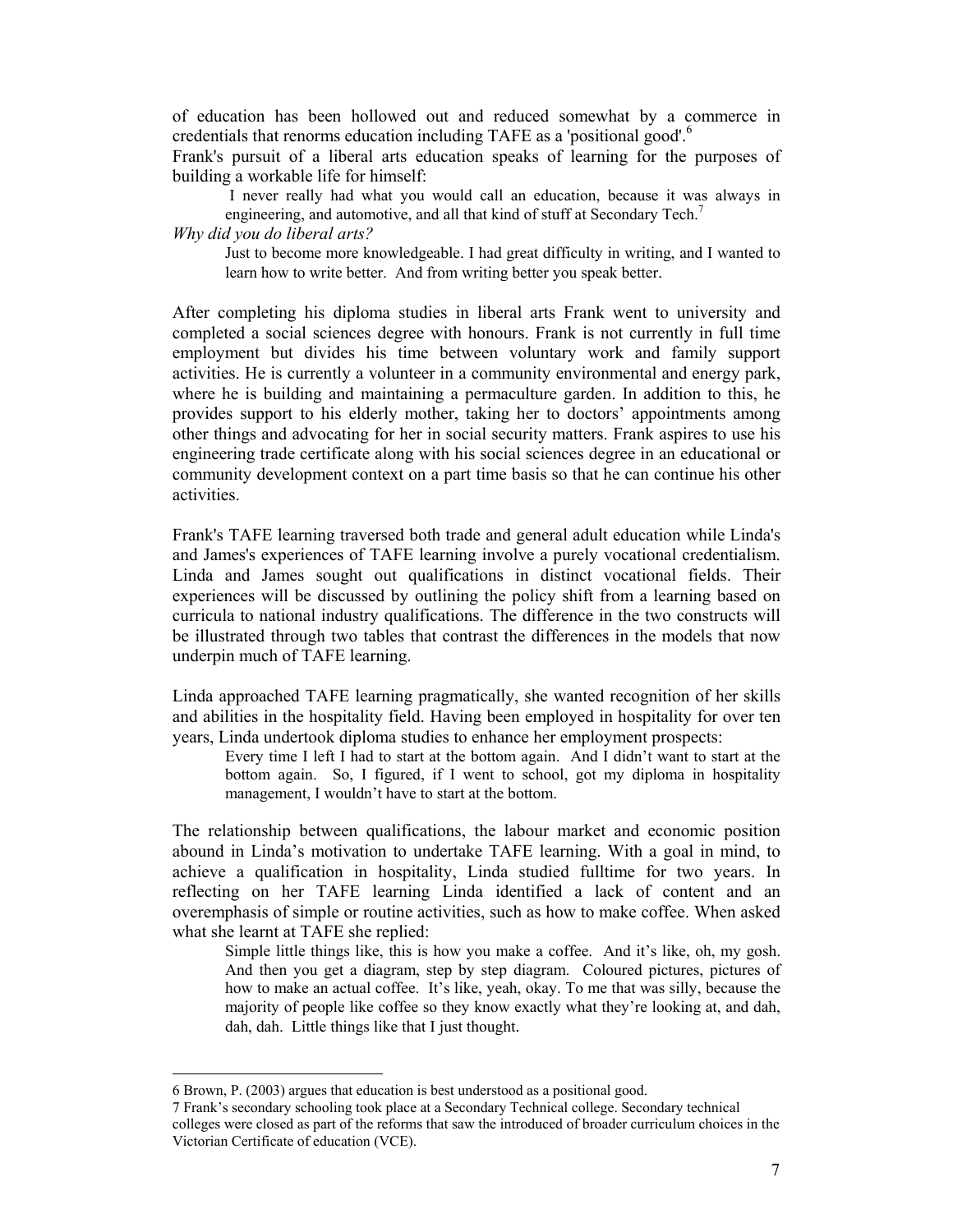of education has been hollowed out and reduced somewhat by a commerce in credentials that renorms education including TAFE as a 'positional good'.[6]

Frank's pursuit of a liberal arts education speaks of learning for the purposes of building a workable life for himself:

> I never really had what you would call an education, because it was always in engineering, and automotive, and all that kind of stuff at Secondary Tech.[7]

*Why did you do liberal arts?*

> Just to become more knowledgeable. I had great difficulty in writing, and I wanted to learn how to write better. And from writing better you speak better.

After completing his diploma studies in liberal arts Frank went to university and completed a social sciences degree with honours. Frank is not currently in full time employment but divides his time between voluntary work and family support activities. He is currently a volunteer in a community environmental and energy park, where he is building and maintaining a permaculture garden. In addition to this, he provides support to his elderly mother, taking her to doctors' appointments among other things and advocating for her in social security matters. Frank aspires to use his engineering trade certificate along with his social sciences degree in an educational or community development context on a part time basis so that he can continue his other activities.

Frank's TAFE learning traversed both trade and general adult education while Linda's and James's experiences of TAFE learning involve a purely vocational credentialism. Linda and James sought out qualifications in distinct vocational fields. Their experiences will be discussed by outlining the policy shift from a learning based on curricula to national industry qualifications. The difference in the two constructs will be illustrated through two tables that contrast the differences in the models that now underpin much of TAFE learning.

Linda approached TAFE learning pragmatically, she wanted recognition of her skills and abilities in the hospitality field. Having been employed in hospitality for over ten years, Linda undertook diploma studies to enhance her employment prospects:

> Every time I left I had to start at the bottom again. And I didn't want to start at the bottom again. So, I figured, if I went to school, got my diploma in hospitality management, I wouldn't have to start at the bottom.

The relationship between qualifications, the labour market and economic position abound in Linda's motivation to undertake TAFE learning. With a goal in mind, to achieve a qualification in hospitality, Linda studied fulltime for two years. In reflecting on her TAFE learning Linda identified a lack of content and an overemphasis of simple or routine activities, such as how to make coffee. When asked what she learnt at TAFE she replied:

> Simple little things like, this is how you make a coffee. And it's like, oh, my gosh. And then you get a diagram, step by step diagram. Coloured pictures, pictures of how to make an actual coffee. It's like, yeah, okay. To me that was silly, because the majority of people like coffee so they know exactly what they're looking at, and dah, dah, dah. Little things like that I just thought.

---

6 Brown, P. (2003) argues that education is best understood as a positional good.

7 Frank's secondary schooling took place at a Secondary Technical college. Secondary technical colleges were closed as part of the reforms that saw the introduced of broader curriculum choices in the Victorian Certificate of education (VCE).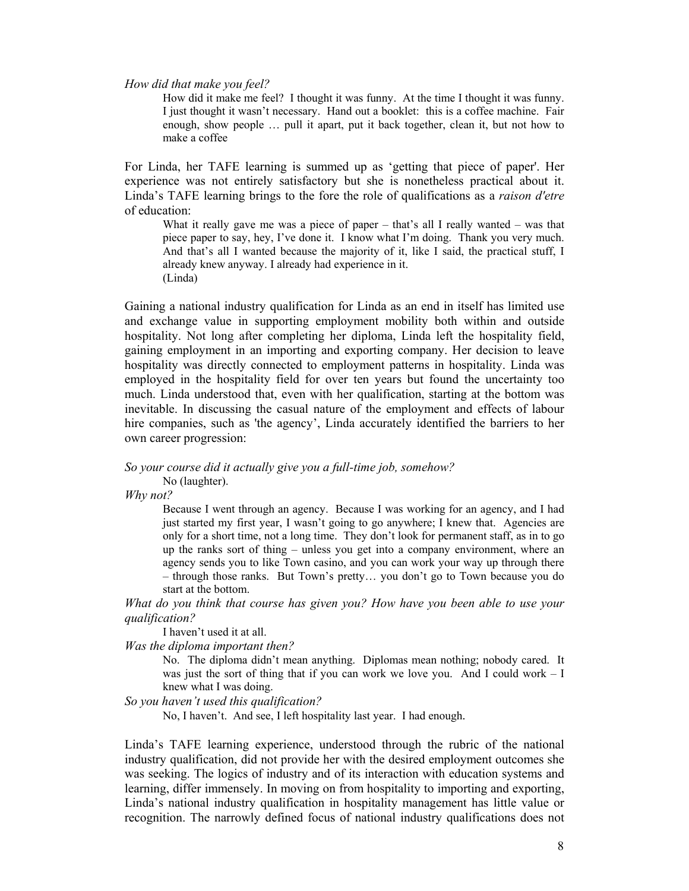*How did that make you feel?*

> How did it make me feel? I thought it was funny. At the time I thought it was funny. I just thought it wasn't necessary. Hand out a booklet: this is a coffee machine. Fair enough, show people … pull it apart, put it back together, clean it, but not how to make a coffee

For Linda, her TAFE learning is summed up as 'getting that piece of paper'. Her experience was not entirely satisfactory but she is nonetheless practical about it. Linda's TAFE learning brings to the fore the role of qualifications as a *raison d'etre* of education:

> What it really gave me was a piece of paper – that's all I really wanted – was that piece paper to say, hey, I've done it. I know what I'm doing. Thank you very much. And that's all I wanted because the majority of it, like I said, the practical stuff, I already knew anyway. I already had experience in it.
> (Linda)

Gaining a national industry qualification for Linda as an end in itself has limited use and exchange value in supporting employment mobility both within and outside hospitality. Not long after completing her diploma, Linda left the hospitality field, gaining employment in an importing and exporting company. Her decision to leave hospitality was directly connected to employment patterns in hospitality. Linda was employed in the hospitality field for over ten years but found the uncertainty too much. Linda understood that, even with her qualification, starting at the bottom was inevitable. In discussing the casual nature of the employment and effects of labour hire companies, such as 'the agency', Linda accurately identified the barriers to her own career progression:

*So your course did it actually give you a full-time job, somehow?*

> No (laughter).

*Why not?*

> Because I went through an agency. Because I was working for an agency, and I had just started my first year, I wasn't going to go anywhere; I knew that. Agencies are only for a short time, not a long time. They don't look for permanent staff, as in to go up the ranks sort of thing – unless you get into a company environment, where an agency sends you to like Town casino, and you can work your way up through there – through those ranks. But Town's pretty… you don't go to Town because you do start at the bottom.

*What do you think that course has given you? How have you been able to use your qualification?*

> I haven't used it at all.

*Was the diploma important then?*

> No. The diploma didn't mean anything. Diplomas mean nothing; nobody cared. It was just the sort of thing that if you can work we love you. And I could work – I knew what I was doing.

*So you haven't used this qualification?*

> No, I haven't. And see, I left hospitality last year. I had enough.

Linda's TAFE learning experience, understood through the rubric of the national industry qualification, did not provide her with the desired employment outcomes she was seeking. The logics of industry and of its interaction with education systems and learning, differ immensely. In moving on from hospitality to importing and exporting, Linda's national industry qualification in hospitality management has little value or recognition. The narrowly defined focus of national industry qualifications does not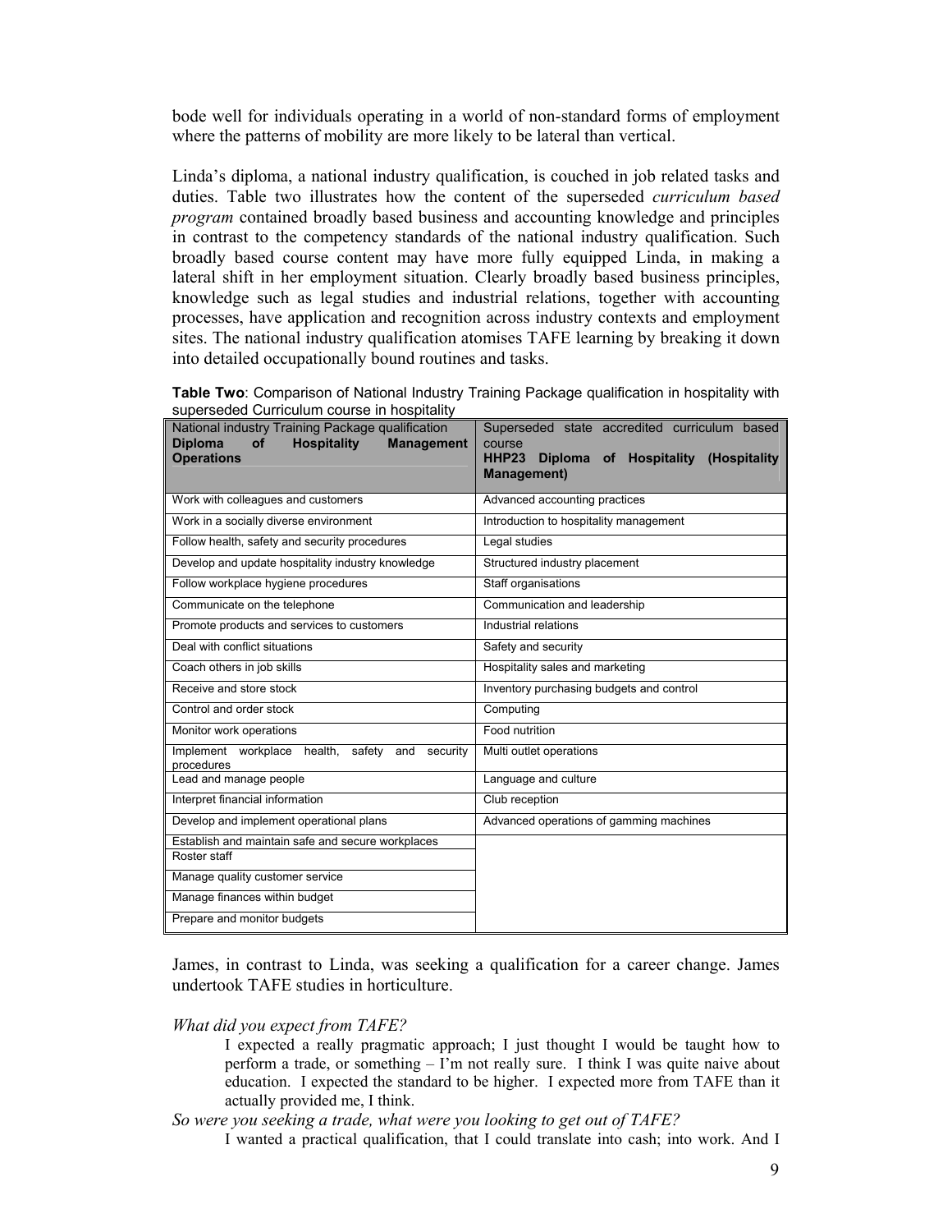bode well for individuals operating in a world of non-standard forms of employment where the patterns of mobility are more likely to be lateral than vertical.

Linda's diploma, a national industry qualification, is couched in job related tasks and duties. Table two illustrates how the content of the superseded *curriculum based program* contained broadly based business and accounting knowledge and principles in contrast to the competency standards of the national industry qualification. Such broadly based course content may have more fully equipped Linda, in making a lateral shift in her employment situation. Clearly broadly based business principles, knowledge such as legal studies and industrial relations, together with accounting processes, have application and recognition across industry contexts and employment sites. The national industry qualification atomises TAFE learning by breaking it down into detailed occupationally bound routines and tasks.

**Table Two**: Comparison of National Industry Training Package qualification in hospitality with superseded Curriculum course in hospitality

| National industry Training Package qualification **Diploma of Hospitality Management Operations** | Superseded state accredited curriculum based course **HHP23 Diploma of Hospitality (Hospitality Management)** |
|---|---|
| Work with colleagues and customers | Advanced accounting practices |
| Work in a socially diverse environment | Introduction to hospitality management |
| Follow health, safety and security procedures | Legal studies |
| Develop and update hospitality industry knowledge | Structured industry placement |
| Follow workplace hygiene procedures | Staff organisations |
| Communicate on the telephone | Communication and leadership |
| Promote products and services to customers | Industrial relations |
| Deal with conflict situations | Safety and security |
| Coach others in job skills | Hospitality sales and marketing |
| Receive and store stock | Inventory purchasing budgets and control |
| Control and order stock | Computing |
| Monitor work operations | Food nutrition |
| Implement workplace health, safety and security procedures | Multi outlet operations |
| Lead and manage people | Language and culture |
| Interpret financial information | Club reception |
| Develop and implement operational plans | Advanced operations of gamming machines |
| Establish and maintain safe and secure workplaces | |
| Roster staff | |
| Manage quality customer service | |
| Manage finances within budget | |
| Prepare and monitor budgets | |

James, in contrast to Linda, was seeking a qualification for a career change. James undertook TAFE studies in horticulture.

*What did you expect from TAFE?*

> I expected a really pragmatic approach; I just thought I would be taught how to perform a trade, or something – I'm not really sure. I think I was quite naive about education. I expected the standard to be higher. I expected more from TAFE than it actually provided me, I think.

*So were you seeking a trade, what were you looking to get out of TAFE?*

> I wanted a practical qualification, that I could translate into cash; into work. And I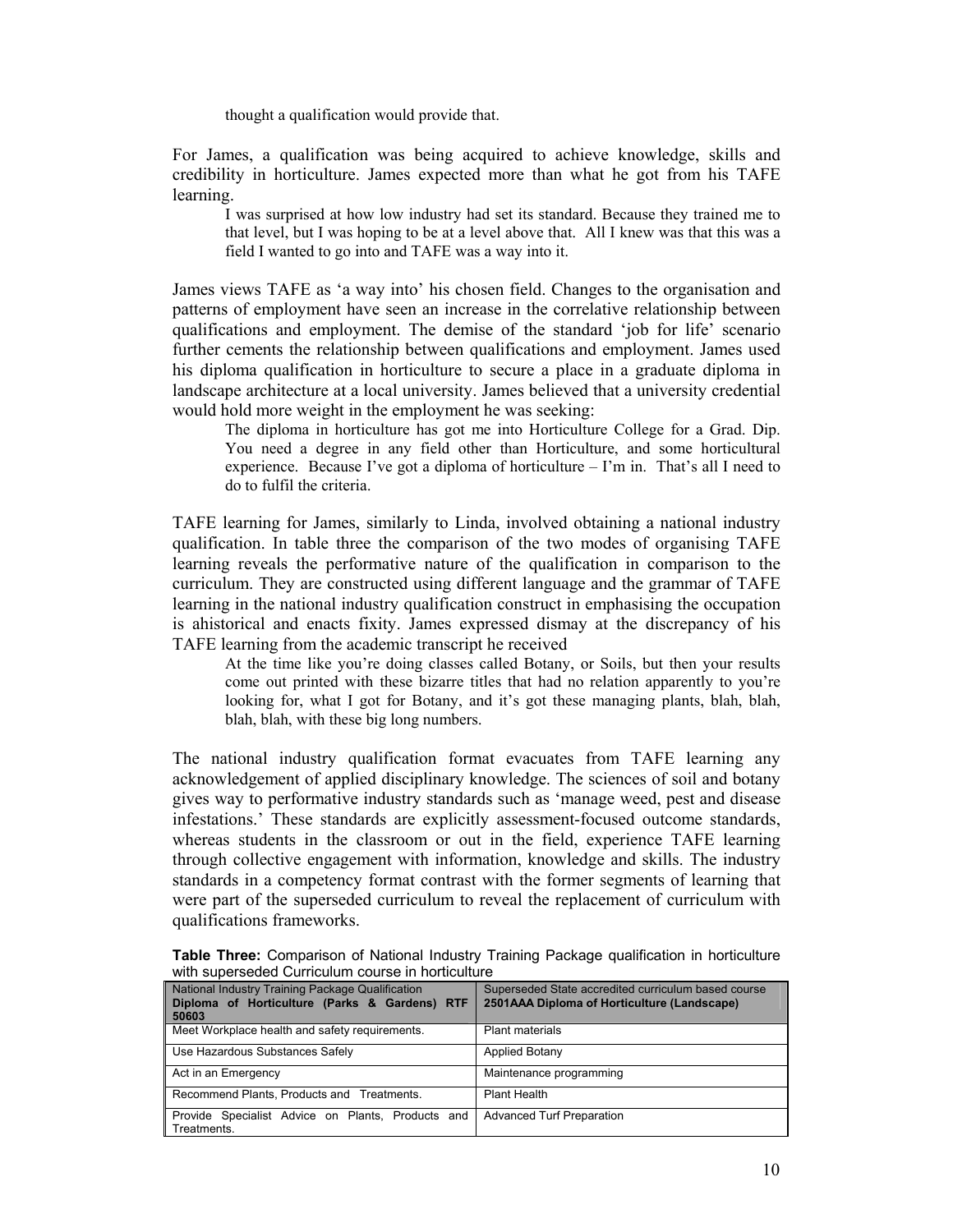thought a qualification would provide that.

For James, a qualification was being acquired to achieve knowledge, skills and credibility in horticulture. James expected more than what he got from his TAFE learning.

> I was surprised at how low industry had set its standard. Because they trained me to that level, but I was hoping to be at a level above that. All I knew was that this was a field I wanted to go into and TAFE was a way into it.

James views TAFE as 'a way into' his chosen field. Changes to the organisation and patterns of employment have seen an increase in the correlative relationship between qualifications and employment. The demise of the standard 'job for life' scenario further cements the relationship between qualifications and employment. James used his diploma qualification in horticulture to secure a place in a graduate diploma in landscape architecture at a local university. James believed that a university credential would hold more weight in the employment he was seeking:

> The diploma in horticulture has got me into Horticulture College for a Grad. Dip. You need a degree in any field other than Horticulture, and some horticultural experience. Because I've got a diploma of horticulture – I'm in. That's all I need to do to fulfil the criteria.

TAFE learning for James, similarly to Linda, involved obtaining a national industry qualification. In table three the comparison of the two modes of organising TAFE learning reveals the performative nature of the qualification in comparison to the curriculum. They are constructed using different language and the grammar of TAFE learning in the national industry qualification construct in emphasising the occupation is ahistorical and enacts fixity. James expressed dismay at the discrepancy of his TAFE learning from the academic transcript he received

> At the time like you're doing classes called Botany, or Soils, but then your results come out printed with these bizarre titles that had no relation apparently to you're looking for, what I got for Botany, and it's got these managing plants, blah, blah, blah, blah, with these big long numbers.

The national industry qualification format evacuates from TAFE learning any acknowledgement of applied disciplinary knowledge. The sciences of soil and botany gives way to performative industry standards such as 'manage weed, pest and disease infestations.' These standards are explicitly assessment-focused outcome standards, whereas students in the classroom or out in the field, experience TAFE learning through collective engagement with information, knowledge and skills. The industry standards in a competency format contrast with the former segments of learning that were part of the superseded curriculum to reveal the replacement of curriculum with qualifications frameworks.

**Table Three:** Comparison of National Industry Training Package qualification in horticulture with superseded Curriculum course in horticulture

| National Industry Training Package Qualification **Diploma of Horticulture (Parks & Gardens) RTF 50603** | Superseded State accredited curriculum based course **2501AAA Diploma of Horticulture (Landscape)** |
|---|---|
| Meet Workplace health and safety requirements. | Plant materials |
| Use Hazardous Substances Safely | Applied Botany |
| Act in an Emergency | Maintenance programming |
| Recommend Plants, Products and Treatments. | Plant Health |
| Provide Specialist Advice on Plants, Products and Treatments. | Advanced Turf Preparation |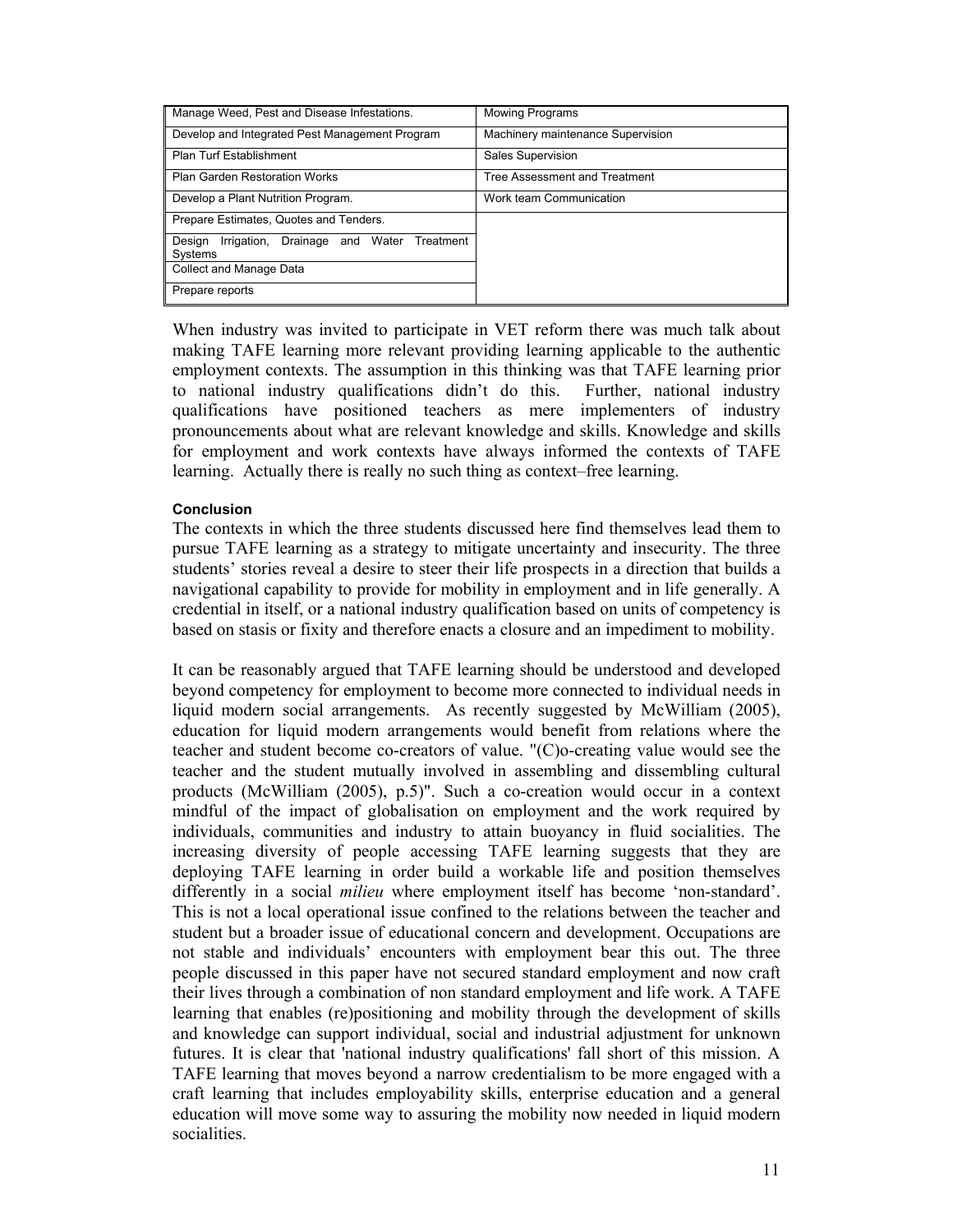| Manage Weed, Pest and Disease Infestations. | Mowing Programs |
|---|---|
| Develop and Integrated Pest Management Program | Machinery maintenance Supervision |
| Plan Turf Establishment | Sales Supervision |
| Plan Garden Restoration Works | Tree Assessment and Treatment |
| Develop a Plant Nutrition Program. | Work team Communication |
| Prepare Estimates, Quotes and Tenders. | |
| Design Irrigation, Drainage and Water Treatment Systems | |
| Collect and Manage Data | |
| Prepare reports | |

When industry was invited to participate in VET reform there was much talk about making TAFE learning more relevant providing learning applicable to the authentic employment contexts. The assumption in this thinking was that TAFE learning prior to national industry qualifications didn't do this. Further, national industry qualifications have positioned teachers as mere implementers of industry pronouncements about what are relevant knowledge and skills. Knowledge and skills for employment and work contexts have always informed the contexts of TAFE learning. Actually there is really no such thing as context–free learning.

**Conclusion**

The contexts in which the three students discussed here find themselves lead them to pursue TAFE learning as a strategy to mitigate uncertainty and insecurity. The three students' stories reveal a desire to steer their life prospects in a direction that builds a navigational capability to provide for mobility in employment and in life generally. A credential in itself, or a national industry qualification based on units of competency is based on stasis or fixity and therefore enacts a closure and an impediment to mobility.

It can be reasonably argued that TAFE learning should be understood and developed beyond competency for employment to become more connected to individual needs in liquid modern social arrangements. As recently suggested by McWilliam (2005), education for liquid modern arrangements would benefit from relations where the teacher and student become co-creators of value. "(C)o-creating value would see the teacher and the student mutually involved in assembling and dissembling cultural products (McWilliam (2005), p.5)". Such a co-creation would occur in a context mindful of the impact of globalisation on employment and the work required by individuals, communities and industry to attain buoyancy in fluid socialities. The increasing diversity of people accessing TAFE learning suggests that they are deploying TAFE learning in order build a workable life and position themselves differently in a social *milieu* where employment itself has become 'non-standard'. This is not a local operational issue confined to the relations between the teacher and student but a broader issue of educational concern and development. Occupations are not stable and individuals' encounters with employment bear this out. The three people discussed in this paper have not secured standard employment and now craft their lives through a combination of non standard employment and life work. A TAFE learning that enables (re)positioning and mobility through the development of skills and knowledge can support individual, social and industrial adjustment for unknown futures. It is clear that 'national industry qualifications' fall short of this mission. A TAFE learning that moves beyond a narrow credentialism to be more engaged with a craft learning that includes employability skills, enterprise education and a general education will move some way to assuring the mobility now needed in liquid modern socialities.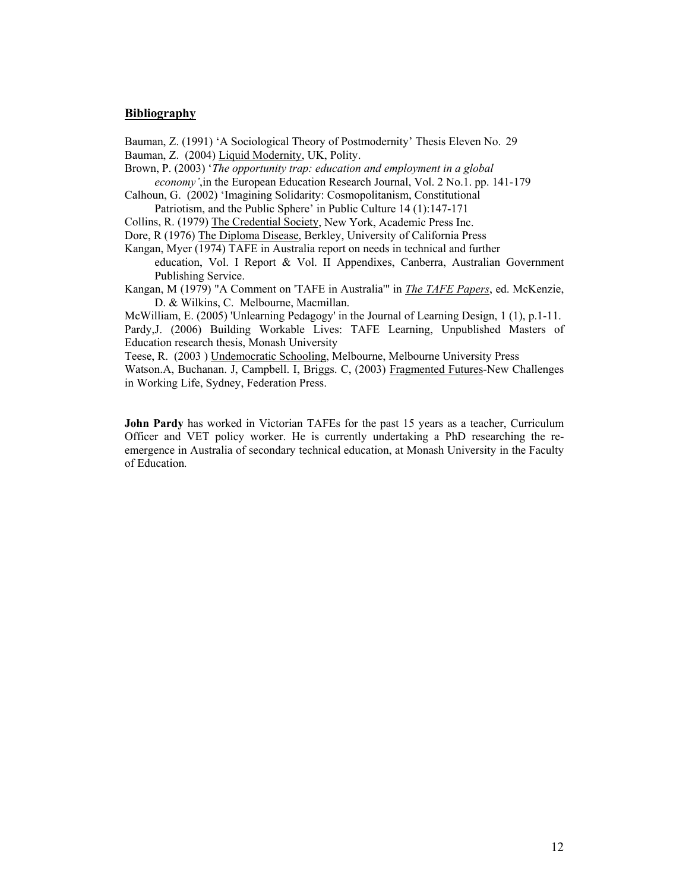## Bibliography

Bauman, Z. (1991) 'A Sociological Theory of Postmodernity' Thesis Eleven No. 29

Bauman, Z. (2004) Liquid Modernity, UK, Polity.

Brown, P. (2003) '*The opportunity trap: education and employment in a global economy'*,in the European Education Research Journal, Vol. 2 No.1. pp. 141-179

Calhoun, G. (2002) 'Imagining Solidarity: Cosmopolitanism, Constitutional Patriotism, and the Public Sphere' in Public Culture 14 (1):147-171

Collins, R. (1979) The Credential Society, New York, Academic Press Inc.

Dore, R (1976) The Diploma Disease, Berkley, University of California Press

Kangan, Myer (1974) TAFE in Australia report on needs in technical and further education, Vol. I Report & Vol. II Appendixes, Canberra, Australian Government Publishing Service.

Kangan, M (1979) "A Comment on 'TAFE in Australia'" in *The TAFE Papers*, ed. McKenzie, D. & Wilkins, C. Melbourne, Macmillan.

McWilliam, E. (2005) 'Unlearning Pedagogy' in the Journal of Learning Design, 1 (1), p.1-11.

Pardy,J. (2006) Building Workable Lives: TAFE Learning, Unpublished Masters of Education research thesis, Monash University

Teese, R. (2003 ) Undemocratic Schooling, Melbourne, Melbourne University Press

Watson.A, Buchanan. J, Campbell. I, Briggs. C, (2003) Fragmented Futures-New Challenges in Working Life, Sydney, Federation Press.

**John Pardy** has worked in Victorian TAFEs for the past 15 years as a teacher, Curriculum Officer and VET policy worker. He is currently undertaking a PhD researching the re-emergence in Australia of secondary technical education, at Monash University in the Faculty of Education.